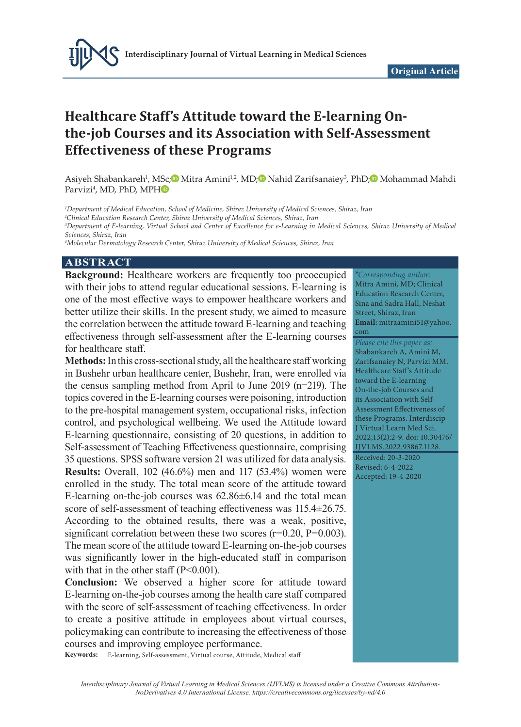Original Article

# Healthcare Staff's Attitude toward the E-learning On-the-job Courses and its Association with Self-Assessment Effectiveness of these Programs

Asiyeh Shabankareh[1], MSc; Mitra Amini[1,2], MD; Nahid Zarifsanaiey[3], PhD; Mohammad Mahdi Parvizi[4], MD, PhD, MPH

[1]Department of Medical Education, School of Medicine, Shiraz University of Medical Sciences, Shiraz, Iran
[2]Clinical Education Research Center, Shiraz University of Medical Sciences, Shiraz, Iran
[3]Department of E-learning, Virtual School and Center of Excellence for e-Learning in Medical Sciences, Shiraz University of Medical Sciences, Shiraz, Iran
[4]Molecular Dermatology Research Center, Shiraz University of Medical Sciences, Shiraz, Iran

## ABSTRACT

**Background:** Healthcare workers are frequently too preoccupied with their jobs to attend regular educational sessions. E-learning is one of the most effective ways to empower healthcare workers and better utilize their skills. In the present study, we aimed to measure the correlation between the attitude toward E-learning and teaching effectiveness through self-assessment after the E-learning courses for healthcare staff.

**Methods:** In this cross-sectional study, all the healthcare staff working in Bushehr urban healthcare center, Bushehr, Iran, were enrolled via the census sampling method from April to June 2019 (n=219). The topics covered in the E-learning courses were poisoning, introduction to the pre-hospital management system, occupational risks, infection control, and psychological wellbeing. We used the Attitude toward E-learning questionnaire, consisting of 20 questions, in addition to Self-assessment of Teaching Effectiveness questionnaire, comprising 35 questions. SPSS software version 21 was utilized for data analysis.

**Results:** Overall, 102 (46.6%) men and 117 (53.4%) women were enrolled in the study. The total mean score of the attitude toward E-learning on-the-job courses was 62.86±6.14 and the total mean score of self-assessment of teaching effectiveness was 115.4±26.75. According to the obtained results, there was a weak, positive, significant correlation between these two scores (r=0.20, P=0.003). The mean score of the attitude toward E-learning on-the-job courses was significantly lower in the high-educated staff in comparison with that in the other staff (P<0.001).

**Conclusion:** We observed a higher score for attitude toward E-learning on-the-job courses among the health care staff compared with the score of self-assessment of teaching effectiveness. In order to create a positive attitude in employees about virtual courses, policymaking can contribute to increasing the effectiveness of those courses and improving employee performance.

**Keywords:** E-learning, Self-assessment, Virtual course, Attitude, Medical staff

*Corresponding author: Mitra Amini, MD; Clinical Education Research Center, Sina and Sadra Hall, Neshat Street, Shiraz, Iran
**Email:** mitraamini51@yahoo.com

*Please cite this paper as:* Shabankareh A, Amini M, Zarifsanaiey N, Parvizi MM. Healthcare Staff's Attitude toward the E-learning On-the-job Courses and its Association with Self-Assessment Effectiveness of these Programs. Interdiscip J Virtual Learn Med Sci. 2022;13(2):2-9. doi: 10.30476/IJVLMS.2022.93867.1128.

Received: 20-3-2020
Revised: 6-4-2022
Accepted: 19-4-2020

*Interdisciplinary Journal of Virtual Learning in Medical Sciences (IJVLMS) is licensed under a Creative Commons Attribution-NoDerivatives 4.0 International License. https://creativecommons.org/licenses/by-nd/4.0*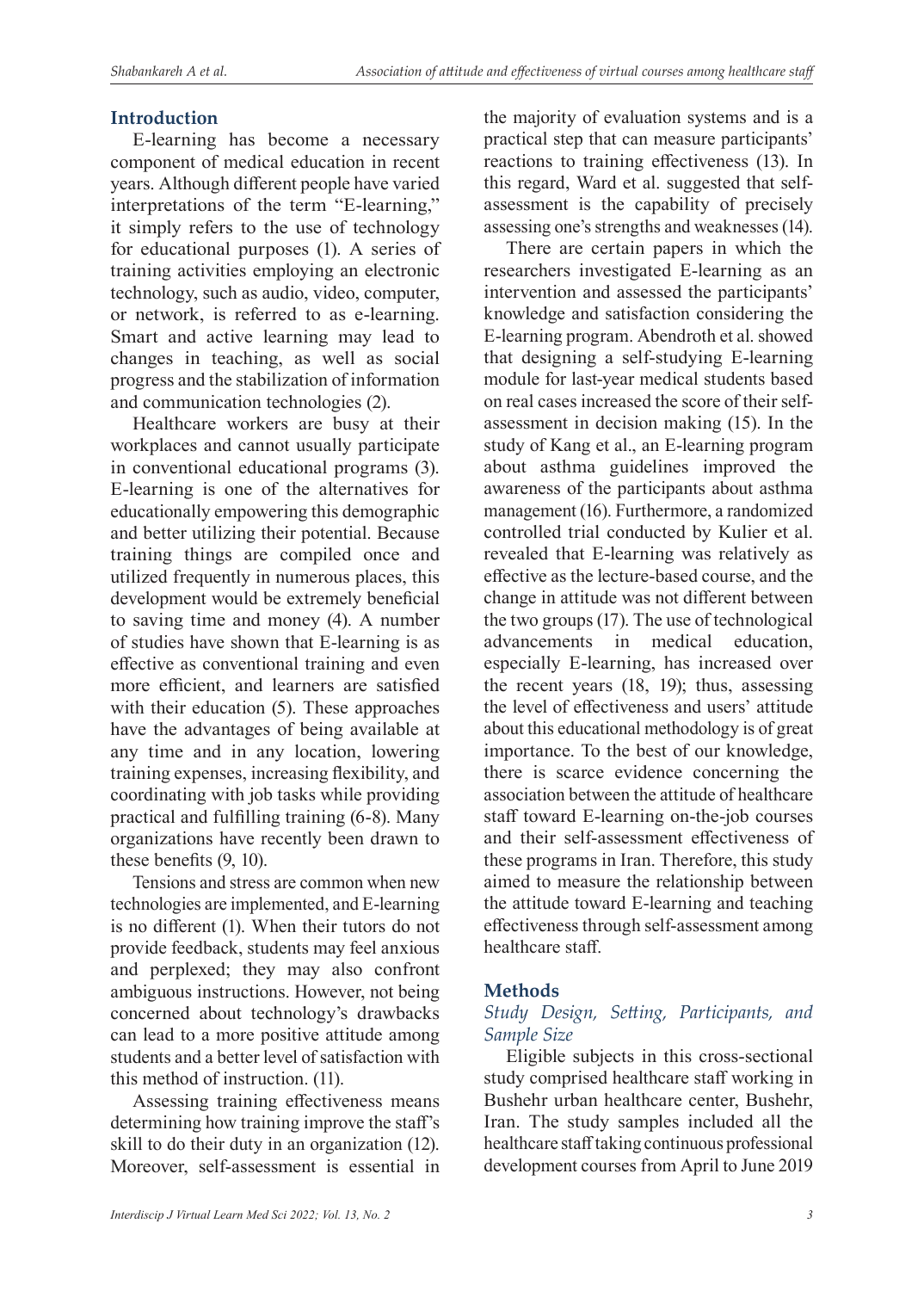## Introduction

E-learning has become a necessary component of medical education in recent years. Although different people have varied interpretations of the term "E-learning," it simply refers to the use of technology for educational purposes (1). A series of training activities employing an electronic technology, such as audio, video, computer, or network, is referred to as e-learning. Smart and active learning may lead to changes in teaching, as well as social progress and the stabilization of information and communication technologies (2).

Healthcare workers are busy at their workplaces and cannot usually participate in conventional educational programs (3). E-learning is one of the alternatives for educationally empowering this demographic and better utilizing their potential. Because training things are compiled once and utilized frequently in numerous places, this development would be extremely beneficial to saving time and money (4). A number of studies have shown that E-learning is as effective as conventional training and even more efficient, and learners are satisfied with their education (5). These approaches have the advantages of being available at any time and in any location, lowering training expenses, increasing flexibility, and coordinating with job tasks while providing practical and fulfilling training (6-8). Many organizations have recently been drawn to these benefits (9, 10).

Tensions and stress are common when new technologies are implemented, and E-learning is no different (1). When their tutors do not provide feedback, students may feel anxious and perplexed; they may also confront ambiguous instructions. However, not being concerned about technology's drawbacks can lead to a more positive attitude among students and a better level of satisfaction with this method of instruction. (11).

Assessing training effectiveness means determining how training improve the staff's skill to do their duty in an organization (12). Moreover, self-assessment is essential in the majority of evaluation systems and is a practical step that can measure participants' reactions to training effectiveness (13). In this regard, Ward et al. suggested that self-assessment is the capability of precisely assessing one's strengths and weaknesses (14).

There are certain papers in which the researchers investigated E-learning as an intervention and assessed the participants' knowledge and satisfaction considering the E-learning program. Abendroth et al. showed that designing a self-studying E-learning module for last-year medical students based on real cases increased the score of their self-assessment in decision making (15). In the study of Kang et al., an E-learning program about asthma guidelines improved the awareness of the participants about asthma management (16). Furthermore, a randomized controlled trial conducted by Kulier et al. revealed that E-learning was relatively as effective as the lecture-based course, and the change in attitude was not different between the two groups (17). The use of technological advancements in medical education, especially E-learning, has increased over the recent years (18, 19); thus, assessing the level of effectiveness and users' attitude about this educational methodology is of great importance. To the best of our knowledge, there is scarce evidence concerning the association between the attitude of healthcare staff toward E-learning on-the-job courses and their self-assessment effectiveness of these programs in Iran. Therefore, this study aimed to measure the relationship between the attitude toward E-learning and teaching effectiveness through self-assessment among healthcare staff.

## Methods

### *Study Design, Setting, Participants, and Sample Size*

Eligible subjects in this cross-sectional study comprised healthcare staff working in Bushehr urban healthcare center, Bushehr, Iran. The study samples included all the healthcare staff taking continuous professional development courses from April to June 2019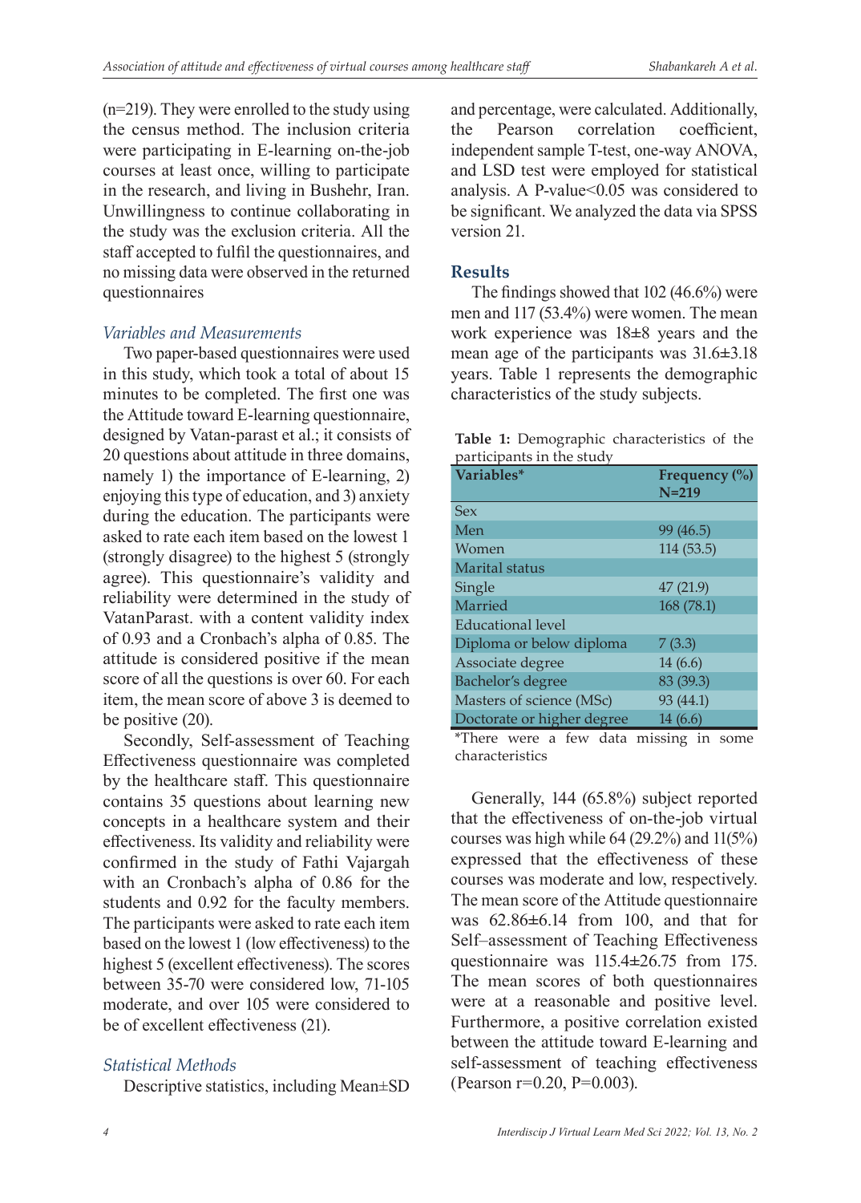(n=219). They were enrolled to the study using the census method. The inclusion criteria were participating in E-learning on-the-job courses at least once, willing to participate in the research, and living in Bushehr, Iran. Unwillingness to continue collaborating in the study was the exclusion criteria. All the staff accepted to fulfil the questionnaires, and no missing data were observed in the returned questionnaires

### *Variables and Measurements*

Two paper-based questionnaires were used in this study, which took a total of about 15 minutes to be completed. The first one was the Attitude toward E-learning questionnaire, designed by Vatan-parast et al.; it consists of 20 questions about attitude in three domains, namely 1) the importance of E-learning, 2) enjoying this type of education, and 3) anxiety during the education. The participants were asked to rate each item based on the lowest 1 (strongly disagree) to the highest 5 (strongly agree). This questionnaire's validity and reliability were determined in the study of VatanParast. with a content validity index of 0.93 and a Cronbach's alpha of 0.85. The attitude is considered positive if the mean score of all the questions is over 60. For each item, the mean score of above 3 is deemed to be positive (20).

Secondly, Self-assessment of Teaching Effectiveness questionnaire was completed by the healthcare staff. This questionnaire contains 35 questions about learning new concepts in a healthcare system and their effectiveness. Its validity and reliability were confirmed in the study of Fathi Vajargah with an Cronbach's alpha of 0.86 for the students and 0.92 for the faculty members. The participants were asked to rate each item based on the lowest 1 (low effectiveness) to the highest 5 (excellent effectiveness). The scores between 35-70 were considered low, 71-105 moderate, and over 105 were considered to be of excellent effectiveness (21).

### *Statistical Methods*

Descriptive statistics, including Mean±SD and percentage, were calculated. Additionally, the Pearson correlation coefficient, independent sample T-test, one-way ANOVA, and LSD test were employed for statistical analysis. A P-value<0.05 was considered to be significant. We analyzed the data via SPSS version 21.

## Results

The findings showed that 102 (46.6%) were men and 117 (53.4%) were women. The mean work experience was 18±8 years and the mean age of the participants was 31.6±3.18 years. Table 1 represents the demographic characteristics of the study subjects.

**Table 1:** Demographic characteristics of the participants in the study

| Variables* | Frequency (%) N=219 |
|---|---|
| Sex | |
| Men | 99 (46.5) |
| Women | 114 (53.5) |
| Marital status | |
| Single | 47 (21.9) |
| Married | 168 (78.1) |
| Educational level | |
| Diploma or below diploma | 7 (3.3) |
| Associate degree | 14 (6.6) |
| Bachelor's degree | 83 (39.3) |
| Masters of science (MSc) | 93 (44.1) |
| Doctorate or higher degree | 14 (6.6) |

*There were a few data missing in some characteristics

Generally, 144 (65.8%) subject reported that the effectiveness of on-the-job virtual courses was high while 64 (29.2%) and 11(5%) expressed that the effectiveness of these courses was moderate and low, respectively. The mean score of the Attitude questionnaire was 62.86±6.14 from 100, and that for Self–assessment of Teaching Effectiveness questionnaire was 115.4±26.75 from 175. The mean scores of both questionnaires were at a reasonable and positive level. Furthermore, a positive correlation existed between the attitude toward E-learning and self-assessment of teaching effectiveness (Pearson r=0.20, P=0.003).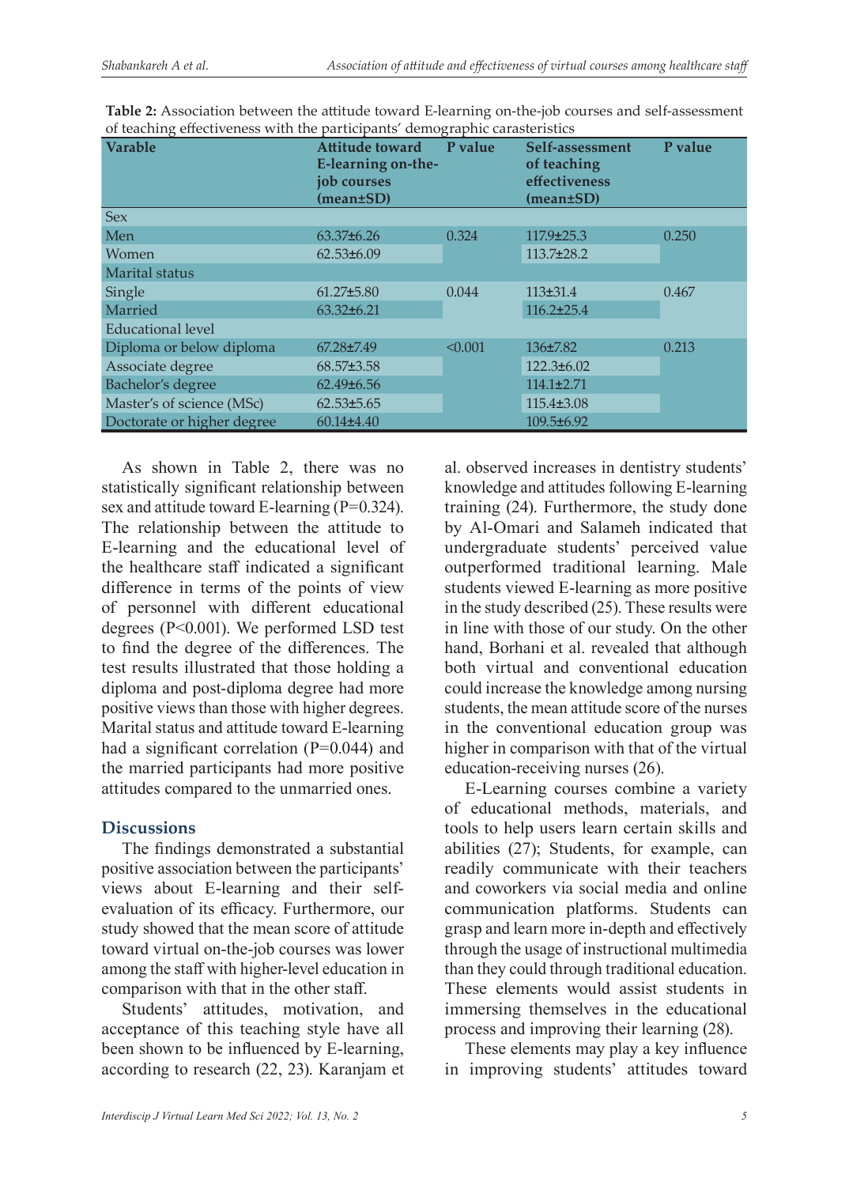**Table 2:** Association between the attitude toward E-learning on-the-job courses and self-assessment of teaching effectiveness with the participants' demographic carasteristics

| Varable | Attitude toward E-learning on-the-job courses (mean±SD) | P value | Self-assessment of teaching effectiveness (mean±SD) | P value |
|---|---|---|---|---|
| Sex | | | | |
| Men | 63.37±6.26 | 0.324 | 117.9±25.3 | 0.250 |
| Women | 62.53±6.09 | | 113.7±28.2 | |
| Marital status | | | | |
| Single | 61.27±5.80 | 0.044 | 113±31.4 | 0.467 |
| Married | 63.32±6.21 | | 116.2±25.4 | |
| Educational level | | | | |
| Diploma or below diploma | 67.28±7.49 | <0.001 | 136±7.82 | 0.213 |
| Associate degree | 68.57±3.58 | | 122.3±6.02 | |
| Bachelor's degree | 62.49±6.56 | | 114.1±2.71 | |
| Master's of science (MSc) | 62.53±5.65 | | 115.4±3.08 | |
| Doctorate or higher degree | 60.14±4.40 | | 109.5±6.92 | |

As shown in Table 2, there was no statistically significant relationship between sex and attitude toward E-learning (P=0.324). The relationship between the attitude to E-learning and the educational level of the healthcare staff indicated a significant difference in terms of the points of view of personnel with different educational degrees (P<0.001). We performed LSD test to find the degree of the differences. The test results illustrated that those holding a diploma and post-diploma degree had more positive views than those with higher degrees. Marital status and attitude toward E-learning had a significant correlation (P=0.044) and the married participants had more positive attitudes compared to the unmarried ones.

## Discussions

The findings demonstrated a substantial positive association between the participants' views about E-learning and their self-evaluation of its efficacy. Furthermore, our study showed that the mean score of attitude toward virtual on-the-job courses was lower among the staff with higher-level education in comparison with that in the other staff.

Students' attitudes, motivation, and acceptance of this teaching style have all been shown to be influenced by E-learning, according to research (22, 23). Karanjam et al. observed increases in dentistry students' knowledge and attitudes following E-learning training (24). Furthermore, the study done by Al-Omari and Salameh indicated that undergraduate students' perceived value outperformed traditional learning. Male students viewed E-learning as more positive in the study described (25). These results were in line with those of our study. On the other hand, Borhani et al. revealed that although both virtual and conventional education could increase the knowledge among nursing students, the mean attitude score of the nurses in the conventional education group was higher in comparison with that of the virtual education-receiving nurses (26).

E-Learning courses combine a variety of educational methods, materials, and tools to help users learn certain skills and abilities (27); Students, for example, can readily communicate with their teachers and coworkers via social media and online communication platforms. Students can grasp and learn more in-depth and effectively through the usage of instructional multimedia than they could through traditional education. These elements would assist students in immersing themselves in the educational process and improving their learning (28).

These elements may play a key influence in improving students' attitudes toward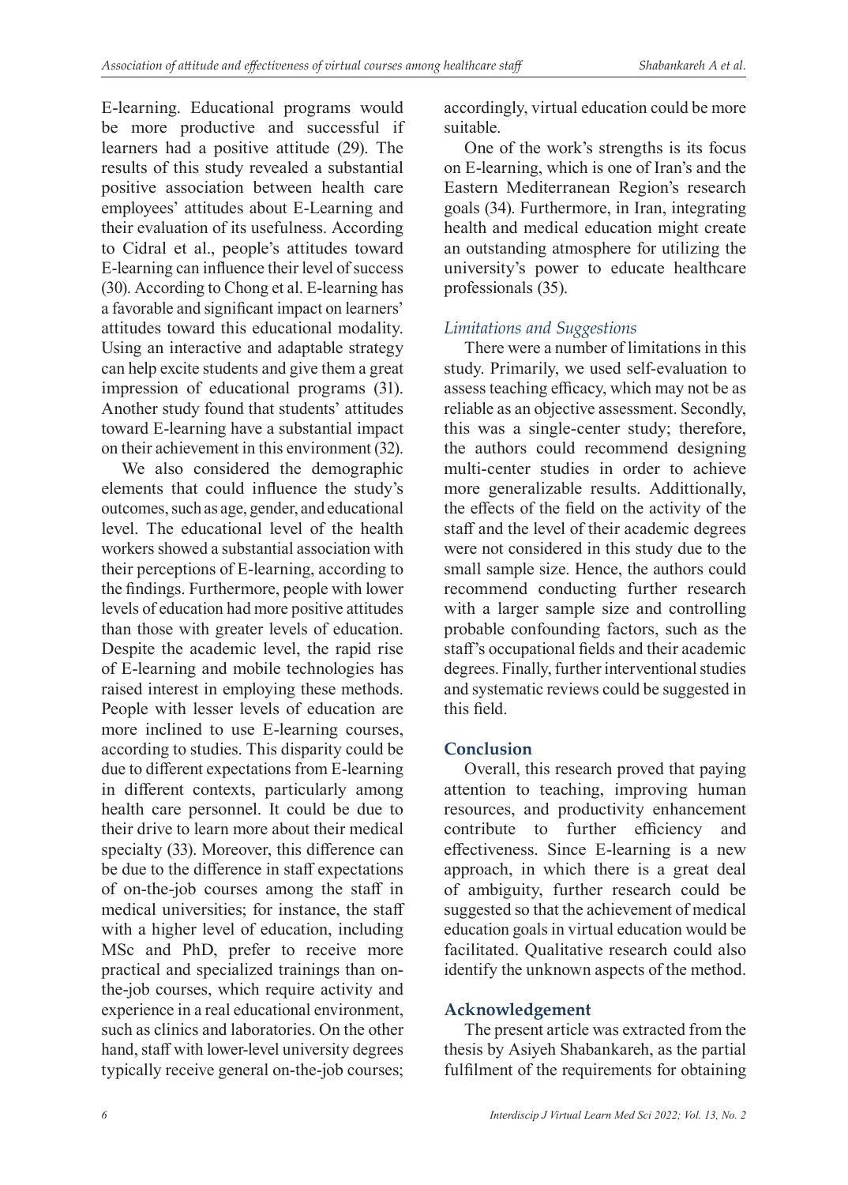E-learning. Educational programs would be more productive and successful if learners had a positive attitude (29). The results of this study revealed a substantial positive association between health care employees' attitudes about E-Learning and their evaluation of its usefulness. According to Cidral et al., people's attitudes toward E-learning can influence their level of success (30). According to Chong et al. E-learning has a favorable and significant impact on learners' attitudes toward this educational modality. Using an interactive and adaptable strategy can help excite students and give them a great impression of educational programs (31). Another study found that students' attitudes toward E-learning have a substantial impact on their achievement in this environment (32).

We also considered the demographic elements that could influence the study's outcomes, such as age, gender, and educational level. The educational level of the health workers showed a substantial association with their perceptions of E-learning, according to the findings. Furthermore, people with lower levels of education had more positive attitudes than those with greater levels of education. Despite the academic level, the rapid rise of E-learning and mobile technologies has raised interest in employing these methods. People with lesser levels of education are more inclined to use E-learning courses, according to studies. This disparity could be due to different expectations from E-learning in different contexts, particularly among health care personnel. It could be due to their drive to learn more about their medical specialty (33). Moreover, this difference can be due to the difference in staff expectations of on-the-job courses among the staff in medical universities; for instance, the staff with a higher level of education, including MSc and PhD, prefer to receive more practical and specialized trainings than on-the-job courses, which require activity and experience in a real educational environment, such as clinics and laboratories. On the other hand, staff with lower-level university degrees typically receive general on-the-job courses; accordingly, virtual education could be more suitable.

One of the work's strengths is its focus on E-learning, which is one of Iran's and the Eastern Mediterranean Region's research goals (34). Furthermore, in Iran, integrating health and medical education might create an outstanding atmosphere for utilizing the university's power to educate healthcare professionals (35).

### *Limitations and Suggestions*

There were a number of limitations in this study. Primarily, we used self-evaluation to assess teaching efficacy, which may not be as reliable as an objective assessment. Secondly, this was a single-center study; therefore, the authors could recommend designing multi-center studies in order to achieve more generalizable results. Addittionally, the effects of the field on the activity of the staff and the level of their academic degrees were not considered in this study due to the small sample size. Hence, the authors could recommend conducting further research with a larger sample size and controlling probable confounding factors, such as the staff's occupational fields and their academic degrees. Finally, further interventional studies and systematic reviews could be suggested in this field.

## Conclusion

Overall, this research proved that paying attention to teaching, improving human resources, and productivity enhancement contribute to further efficiency and effectiveness. Since E-learning is a new approach, in which there is a great deal of ambiguity, further research could be suggested so that the achievement of medical education goals in virtual education would be facilitated. Qualitative research could also identify the unknown aspects of the method.

## Acknowledgement

The present article was extracted from the thesis by Asiyeh Shabankareh, as the partial fulfilment of the requirements for obtaining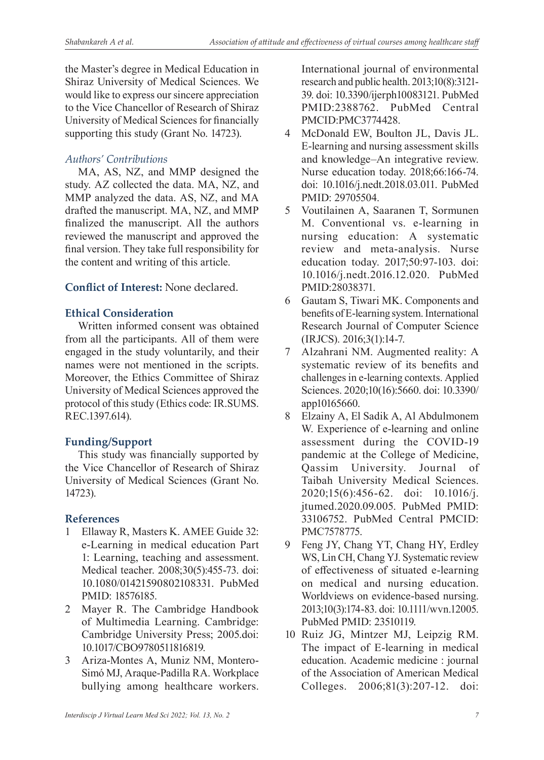the Master's degree in Medical Education in Shiraz University of Medical Sciences. We would like to express our sincere appreciation to the Vice Chancellor of Research of Shiraz University of Medical Sciences for financially supporting this study (Grant No. 14723).

### *Authors' Contributions*

MA, AS, NZ, and MMP designed the study. AZ collected the data. MA, NZ, and MMP analyzed the data. AS, NZ, and MA drafted the manuscript. MA, NZ, and MMP finalized the manuscript. All the authors reviewed the manuscript and approved the final version. They take full responsibility for the content and writing of this article.

**Conflict of Interest:** None declared.

## Ethical Consideration

Written informed consent was obtained from all the participants. All of them were engaged in the study voluntarily, and their names were not mentioned in the scripts. Moreover, the Ethics Committee of Shiraz University of Medical Sciences approved the protocol of this study (Ethics code: IR.SUMS.REC.1397.614).

## Funding/Support

This study was financially supported by the Vice Chancellor of Research of Shiraz University of Medical Sciences (Grant No. 14723).

## References

1. Ellaway R, Masters K. AMEE Guide 32: e-Learning in medical education Part 1: Learning, teaching and assessment. Medical teacher. 2008;30(5):455-73. doi: 10.1080/01421590802108331. PubMed PMID: 18576185.
2. Mayer R. The Cambridge Handbook of Multimedia Learning. Cambridge: Cambridge University Press; 2005.doi: 10.1017/CBO9780511816819.
3. Ariza-Montes A, Muniz NM, Montero-Simó MJ, Araque-Padilla RA. Workplace bullying among healthcare workers. International journal of environmental research and public health. 2013;10(8):3121-39. doi: 10.3390/ijerph10083121. PubMed PMID:2388762. PubMed Central PMCID:PMC3774428.
4. McDonald EW, Boulton JL, Davis JL. E-learning and nursing assessment skills and knowledge–An integrative review. Nurse education today. 2018;66:166-74. doi: 10.1016/j.nedt.2018.03.011. PubMed PMID: 29705504.
5. Voutilainen A, Saaranen T, Sormunen M. Conventional vs. e-learning in nursing education: A systematic review and meta-analysis. Nurse education today. 2017;50:97-103. doi: 10.1016/j.nedt.2016.12.020. PubMed PMID:28038371.
6. Gautam S, Tiwari MK. Components and benefits of E-learning system. International Research Journal of Computer Science (IRJCS). 2016;3(1):14-7.
7. Alzahrani NM. Augmented reality: A systematic review of its benefits and challenges in e-learning contexts. Applied Sciences. 2020;10(16):5660. doi: 10.3390/app10165660.
8. Elzainy A, El Sadik A, Al Abdulmonem W. Experience of e-learning and online assessment during the COVID-19 pandemic at the College of Medicine, Qassim University. Journal of Taibah University Medical Sciences. 2020;15(6):456-62. doi: 10.1016/j.jtumed.2020.09.005. PubMed PMID: 33106752. PubMed Central PMCID: PMC7578775.
9. Feng JY, Chang YT, Chang HY, Erdley WS, Lin CH, Chang YJ. Systematic review of effectiveness of situated e-learning on medical and nursing education. Worldviews on evidence-based nursing. 2013;10(3):174-83. doi: 10.1111/wvn.12005. PubMed PMID: 23510119.
10. Ruiz JG, Mintzer MJ, Leipzig RM. The impact of E-learning in medical education. Academic medicine : journal of the Association of American Medical Colleges. 2006;81(3):207-12. doi: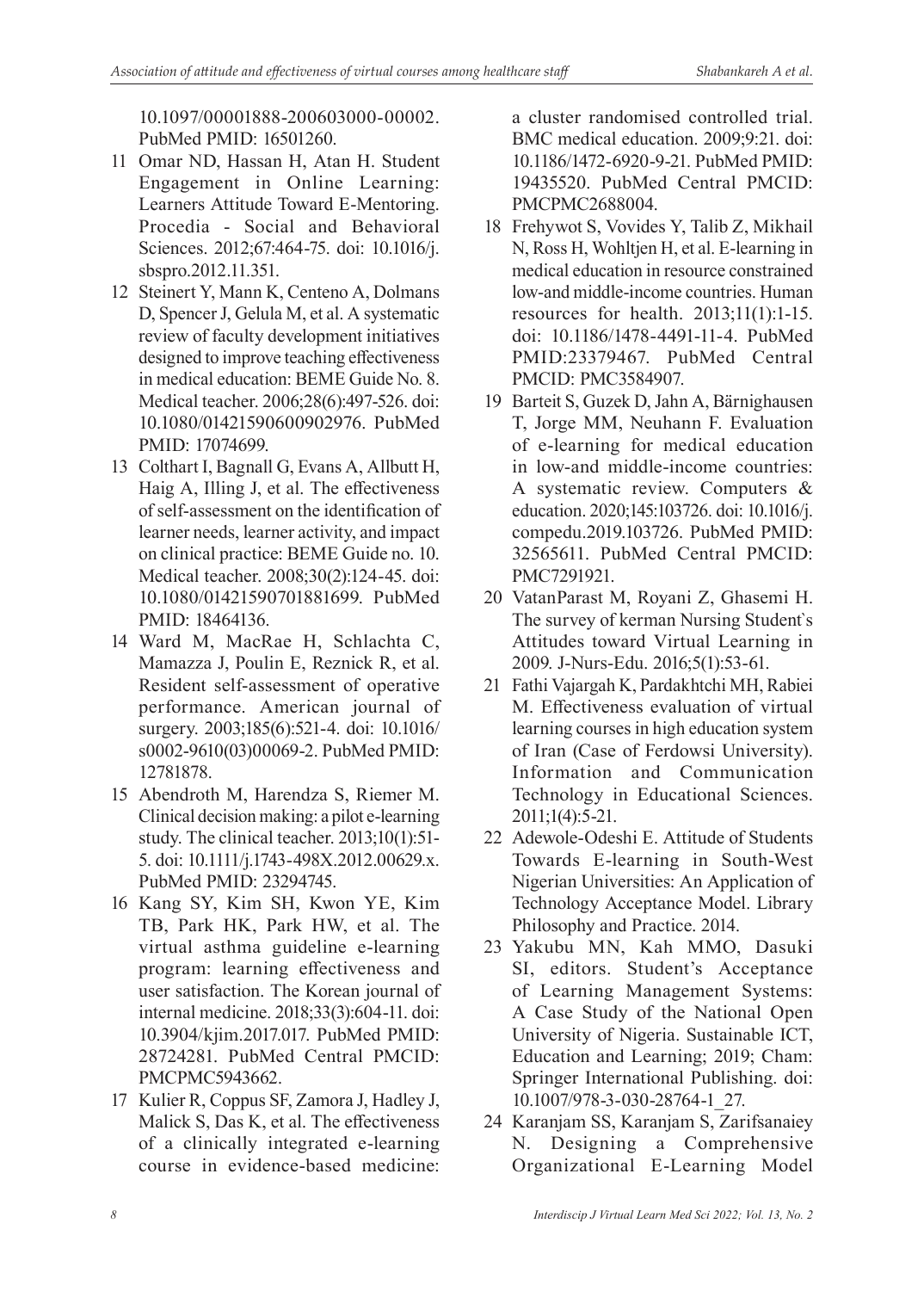10.1097/00001888-200603000-00002. PubMed PMID: 16501260.

11 Omar ND, Hassan H, Atan H. Student Engagement in Online Learning: Learners Attitude Toward E-Mentoring. Procedia - Social and Behavioral Sciences. 2012;67:464-75. doi: 10.1016/j.sbspro.2012.11.351.

12 Steinert Y, Mann K, Centeno A, Dolmans D, Spencer J, Gelula M, et al. A systematic review of faculty development initiatives designed to improve teaching effectiveness in medical education: BEME Guide No. 8. Medical teacher. 2006;28(6):497-526. doi: 10.1080/01421590600902976. PubMed PMID: 17074699.

13 Colthart I, Bagnall G, Evans A, Allbutt H, Haig A, Illing J, et al. The effectiveness of self-assessment on the identification of learner needs, learner activity, and impact on clinical practice: BEME Guide no. 10. Medical teacher. 2008;30(2):124-45. doi: 10.1080/01421590701881699. PubMed PMID: 18464136.

14 Ward M, MacRae H, Schlachta C, Mamazza J, Poulin E, Reznick R, et al. Resident self-assessment of operative performance. American journal of surgery. 2003;185(6):521-4. doi: 10.1016/s0002-9610(03)00069-2. PubMed PMID: 12781878.

15 Abendroth M, Harendza S, Riemer M. Clinical decision making: a pilot e-learning study. The clinical teacher. 2013;10(1):51-5. doi: 10.1111/j.1743-498X.2012.00629.x. PubMed PMID: 23294745.

16 Kang SY, Kim SH, Kwon YE, Kim TB, Park HK, Park HW, et al. The virtual asthma guideline e-learning program: learning effectiveness and user satisfaction. The Korean journal of internal medicine. 2018;33(3):604-11. doi: 10.3904/kjim.2017.017. PubMed PMID: 28724281. PubMed Central PMCID: PMCPMC5943662.

17 Kulier R, Coppus SF, Zamora J, Hadley J, Malick S, Das K, et al. The effectiveness of a clinically integrated e-learning course in evidence-based medicine: a cluster randomised controlled trial. BMC medical education. 2009;9:21. doi: 10.1186/1472-6920-9-21. PubMed PMID: 19435520. PubMed Central PMCID: PMCPMC2688004.

18 Frehywot S, Vovides Y, Talib Z, Mikhail N, Ross H, Wohltjen H, et al. E-learning in medical education in resource constrained low-and middle-income countries. Human resources for health. 2013;11(1):1-15. doi: 10.1186/1478-4491-11-4. PubMed PMID:23379467. PubMed Central PMCID: PMC3584907.

19 Barteit S, Guzek D, Jahn A, Bärnighausen T, Jorge MM, Neuhann F. Evaluation of e-learning for medical education in low-and middle-income countries: A systematic review. Computers & education. 2020;145:103726. doi: 10.1016/j.compedu.2019.103726. PubMed PMID: 32565611. PubMed Central PMCID: PMC7291921.

20 VatanParast M, Royani Z, Ghasemi H. The survey of kerman Nursing Student`s Attitudes toward Virtual Learning in 2009. J-Nurs-Edu. 2016;5(1):53-61.

21 Fathi Vajargah K, Pardakhtchi MH, Rabiei M. Effectiveness evaluation of virtual learning courses in high education system of Iran (Case of Ferdowsi University). Information and Communication Technology in Educational Sciences. 2011;1(4):5-21.

22 Adewole-Odeshi E. Attitude of Students Towards E-learning in South-West Nigerian Universities: An Application of Technology Acceptance Model. Library Philosophy and Practice. 2014.

23 Yakubu MN, Kah MMO, Dasuki SI, editors. Student's Acceptance of Learning Management Systems: A Case Study of the National Open University of Nigeria. Sustainable ICT, Education and Learning; 2019; Cham: Springer International Publishing. doi: 10.1007/978-3-030-28764-1_27.

24 Karanjam SS, Karanjam S, Zarifsanaiey N. Designing a Comprehensive Organizational E-Learning Model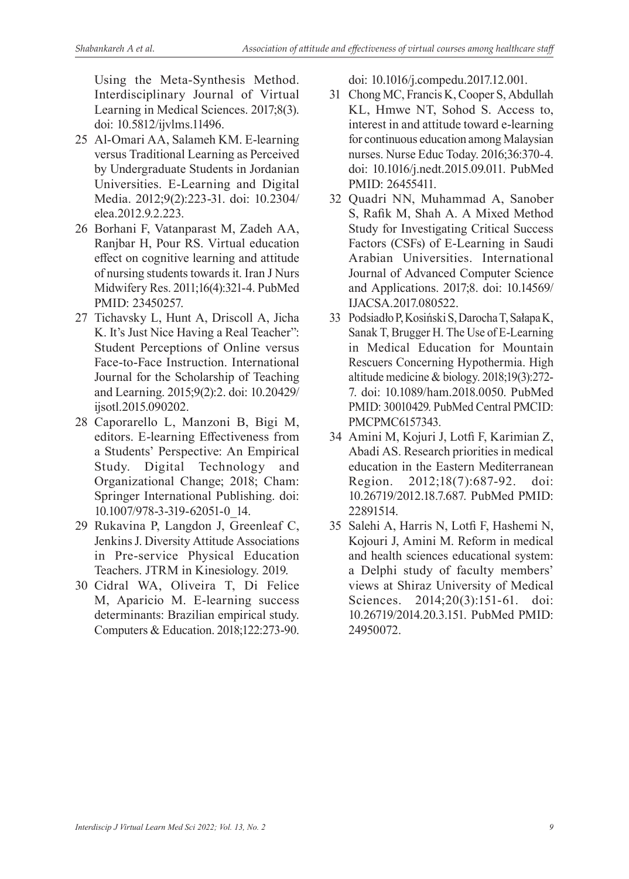Using the Meta-Synthesis Method. Interdisciplinary Journal of Virtual Learning in Medical Sciences. 2017;8(3). doi: 10.5812/ijvlms.11496.

25 Al-Omari AA, Salameh KM. E-learning versus Traditional Learning as Perceived by Undergraduate Students in Jordanian Universities. E-Learning and Digital Media. 2012;9(2):223-31. doi: 10.2304/elea.2012.9.2.223.

26 Borhani F, Vatanparast M, Zadeh AA, Ranjbar H, Pour RS. Virtual education effect on cognitive learning and attitude of nursing students towards it. Iran J Nurs Midwifery Res. 2011;16(4):321-4. PubMed PMID: 23450257.

27 Tichavsky L, Hunt A, Driscoll A, Jicha K. It's Just Nice Having a Real Teacher": Student Perceptions of Online versus Face-to-Face Instruction. International Journal for the Scholarship of Teaching and Learning. 2015;9(2):2. doi: 10.20429/ijsotl.2015.090202.

28 Caporarello L, Manzoni B, Bigi M, editors. E-learning Effectiveness from a Students' Perspective: An Empirical Study. Digital Technology and Organizational Change; 2018; Cham: Springer International Publishing. doi: 10.1007/978-3-319-62051-0_14.

29 Rukavina P, Langdon J, Greenleaf C, Jenkins J. Diversity Attitude Associations in Pre-service Physical Education Teachers. JTRM in Kinesiology. 2019.

30 Cidral WA, Oliveira T, Di Felice M, Aparicio M. E-learning success determinants: Brazilian empirical study. Computers & Education. 2018;122:273-90. doi: 10.1016/j.compedu.2017.12.001.

31 Chong MC, Francis K, Cooper S, Abdullah KL, Hmwe NT, Sohod S. Access to, interest in and attitude toward e-learning for continuous education among Malaysian nurses. Nurse Educ Today. 2016;36:370-4. doi: 10.1016/j.nedt.2015.09.011. PubMed PMID: 26455411.

32 Quadri NN, Muhammad A, Sanober S, Rafik M, Shah A. A Mixed Method Study for Investigating Critical Success Factors (CSFs) of E-Learning in Saudi Arabian Universities. International Journal of Advanced Computer Science and Applications. 2017;8. doi: 10.14569/IJACSA.2017.080522.

33 Podsiadło P, Kosiński S, Darocha T, Sałapa K, Sanak T, Brugger H. The Use of E-Learning in Medical Education for Mountain Rescuers Concerning Hypothermia. High altitude medicine & biology. 2018;19(3):272-7. doi: 10.1089/ham.2018.0050. PubMed PMID: 30010429. PubMed Central PMCID: PMCPMC6157343.

34 Amini M, Kojuri J, Lotfi F, Karimian Z, Abadi AS. Research priorities in medical education in the Eastern Mediterranean Region. 2012;18(7):687-92. doi: 10.26719/2012.18.7.687. PubMed PMID: 22891514.

35 Salehi A, Harris N, Lotfi F, Hashemi N, Kojouri J, Amini M. Reform in medical and health sciences educational system: a Delphi study of faculty members' views at Shiraz University of Medical Sciences. 2014;20(3):151-61. doi: 10.26719/2014.20.3.151. PubMed PMID: 24950072.